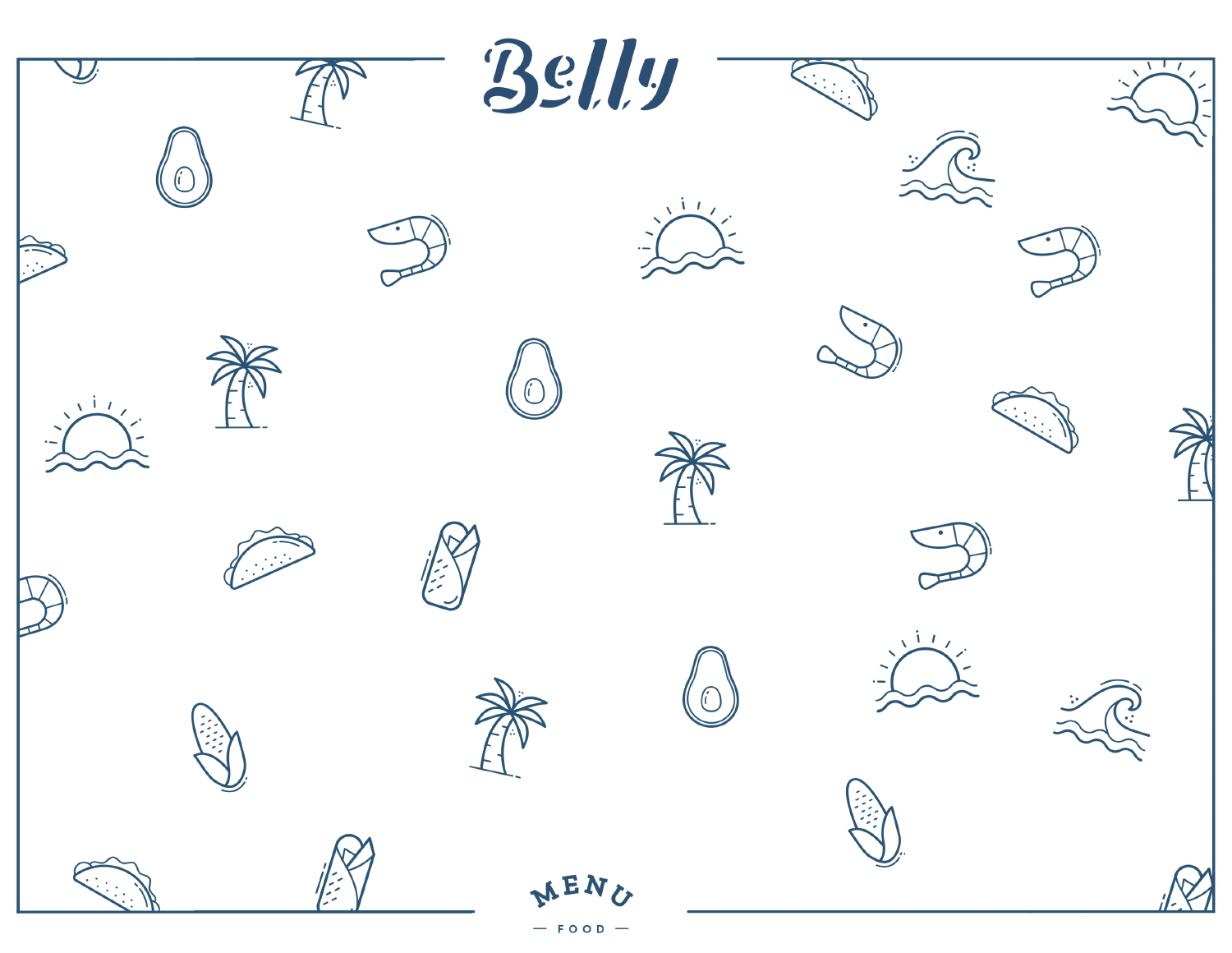# Belly

MENU

— FOOD —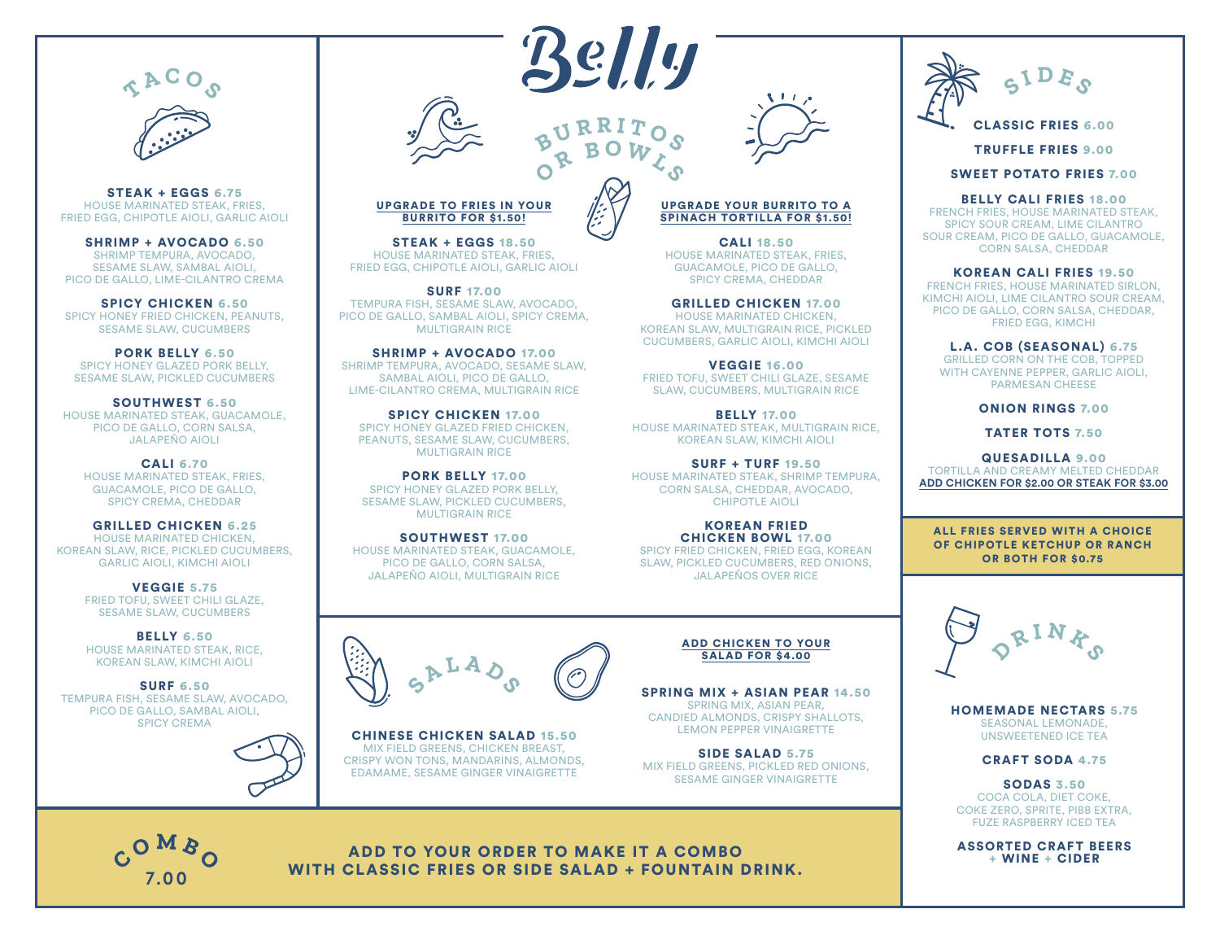# Belly

## TACOS

**STEAK + EGGS** 6.75
HOUSE MARINATED STEAK, FRIES, FRIED EGG, CHIPOTLE AIOLI, GARLIC AIOLI

**SHRIMP + AVOCADO** 6.50
SHRIMP TEMPURA, AVOCADO, SESAME SLAW, SAMBAL AIOLI, PICO DE GALLO, LIME-CILANTRO CREMA

**SPICY CHICKEN** 6.50
SPICY HONEY FRIED CHICKEN, PEANUTS, SESAME SLAW, CUCUMBERS

**PORK BELLY** 6.50
SPICY HONEY GLAZED PORK BELLY, SESAME SLAW, PICKLED CUCUMBERS

**SOUTHWEST** 6.50
HOUSE MARINATED STEAK, GUACAMOLE, PICO DE GALLO, CORN SALSA, JALAPEÑO AIOLI

**CALI** 6.70
HOUSE MARINATED STEAK, FRIES, GUACAMOLE, PICO DE GALLO, SPICY CREMA, CHEDDAR

**GRILLED CHICKEN** 6.25
HOUSE MARINATED CHICKEN, KOREAN SLAW, RICE, PICKLED CUCUMBERS, GARLIC AIOLI, KIMCHI AIOLI

**VEGGIE** 5.75
FRIED TOFU, SWEET CHILI GLAZE, SESAME SLAW, CUCUMBERS

**BELLY** 6.50
HOUSE MARINATED STEAK, RICE, KOREAN SLAW, KIMCHI AIOLI

**SURF** 6.50
TEMPURA FISH, SESAME SLAW, AVOCADO, PICO DE GALLO, SAMBAL AIOLI, SPICY CREMA

## BURRITOS OR BOWLS

UPGRADE TO FRIES IN YOUR BURRITO FOR $1.50!

UPGRADE YOUR BURRITO TO A SPINACH TORTILLA FOR $1.50!

**STEAK + EGGS** 18.50
HOUSE MARINATED STEAK, FRIES, FRIED EGG, CHIPOTLE AIOLI, GARLIC AIOLI

**SURF** 17.00
TEMPURA FISH, SESAME SLAW, AVOCADO, PICO DE GALLO, SAMBAL AIOLI, SPICY CREMA, MULTIGRAIN RICE

**SHRIMP + AVOCADO** 17.00
SHRIMP TEMPURA, AVOCADO, SESAME SLAW, SAMBAL AIOLI, PICO DE GALLO, LIME-CILANTRO CREMA, MULTIGRAIN RICE

**SPICY CHICKEN** 17.00
SPICY HONEY GLAZED FRIED CHICKEN, PEANUTS, SESAME SLAW, CUCUMBERS, MULTIGRAIN RICE

**PORK BELLY** 17.00
SPICY HONEY GLAZED PORK BELLY, SESAME SLAW, PICKLED CUCUMBERS, MULTIGRAIN RICE

**SOUTHWEST** 17.00
HOUSE MARINATED STEAK, GUACAMOLE, PICO DE GALLO, CORN SALSA, JALAPEÑO AIOLI, MULTIGRAIN RICE

**CALI** 18.50
HOUSE MARINATED STEAK, FRIES, GUACAMOLE, PICO DE GALLO, SPICY CREMA, CHEDDAR

**GRILLED CHICKEN** 17.00
HOUSE MARINATED CHICKEN, KOREAN SLAW, MULTIGRAIN RICE, PICKLED CUCUMBERS, GARLIC AIOLI, KIMCHI AIOLI

**VEGGIE** 16.00
FRIED TOFU, SWEET CHILI GLAZE, SESAME SLAW, CUCUMBERS, MULTIGRAIN RICE

**BELLY** 17.00
HOUSE MARINATED STEAK, MULTIGRAIN RICE, KOREAN SLAW, KIMCHI AIOLI

**SURF + TURF** 19.50
HOUSE MARINATED STEAK, SHRIMP TEMPURA, CORN SALSA, CHEDDAR, AVOCADO, CHIPOTLE AIOLI

**KOREAN FRIED CHICKEN BOWL** 17.00
SPICY FRIED CHICKEN, FRIED EGG, KOREAN SLAW, PICKLED CUCUMBERS, RED ONIONS, JALAPEÑOS OVER RICE

## SALADS

ADD CHICKEN TO YOUR SALAD FOR $4.00

**CHINESE CHICKEN SALAD** 15.50
MIX FIELD GREENS, CHICKEN BREAST, CRISPY WON TONS, MANDARINS, ALMONDS, EDAMAME, SESAME GINGER VINAIGRETTE

**SPRING MIX + ASIAN PEAR** 14.50
SPRING MIX, ASIAN PEAR, CANDIED ALMONDS, CRISPY SHALLOTS, LEMON PEPPER VINAIGRETTE

**SIDE SALAD** 5.75
MIX FIELD GREENS, PICKLED RED ONIONS, SESAME GINGER VINAIGRETTE

## SIDES

**CLASSIC FRIES** 6.00

**TRUFFLE FRIES** 9.00

**SWEET POTATO FRIES** 7.00

**BELLY CALI FRIES** 18.00
FRENCH FRIES, HOUSE MARINATED STEAK, SPICY SOUR CREAM, LIME CILANTRO SOUR CREAM, PICO DE GALLO, GUACAMOLE, CORN SALSA, CHEDDAR

**KOREAN CALI FRIES** 19.50
FRENCH FRIES, HOUSE MARINATED SIRLON, KIMCHI AIOLI, LIME CILANTRO SOUR CREAM, PICO DE GALLO, CORN SALSA, CHEDDAR, FRIED EGG, KIMCHI

**L.A. COB (SEASONAL)** 6.75
GRILLED CORN ON THE COB, TOPPED WITH CAYENNE PEPPER, GARLIC AIOLI, PARMESAN CHEESE

**ONION RINGS** 7.00

**TATER TOTS** 7.50

**QUESADILLA** 9.00
TORTILLA AND CREAMY MELTED CHEDDAR
ADD CHICKEN FOR $2.00 OR STEAK FOR $3.00

ALL FRIES SERVED WITH A CHOICE OF CHIPOTLE KETCHUP OR RANCH OR BOTH FOR $0.75

## DRINKS

**HOMEMADE NECTARS** 5.75
SEASONAL LEMONADE, UNSWEETENED ICE TEA

**CRAFT SODA** 4.75

**SODAS** 3.50
COCA COLA, DIET COKE, COKE ZERO, SPRITE, PIBB EXTRA, FUZE RASPBERRY ICED TEA

**ASSORTED CRAFT BEERS + WINE + CIDER**

## COMBO 7.00

ADD TO YOUR ORDER TO MAKE IT A COMBO WITH CLASSIC FRIES OR SIDE SALAD + FOUNTAIN DRINK.